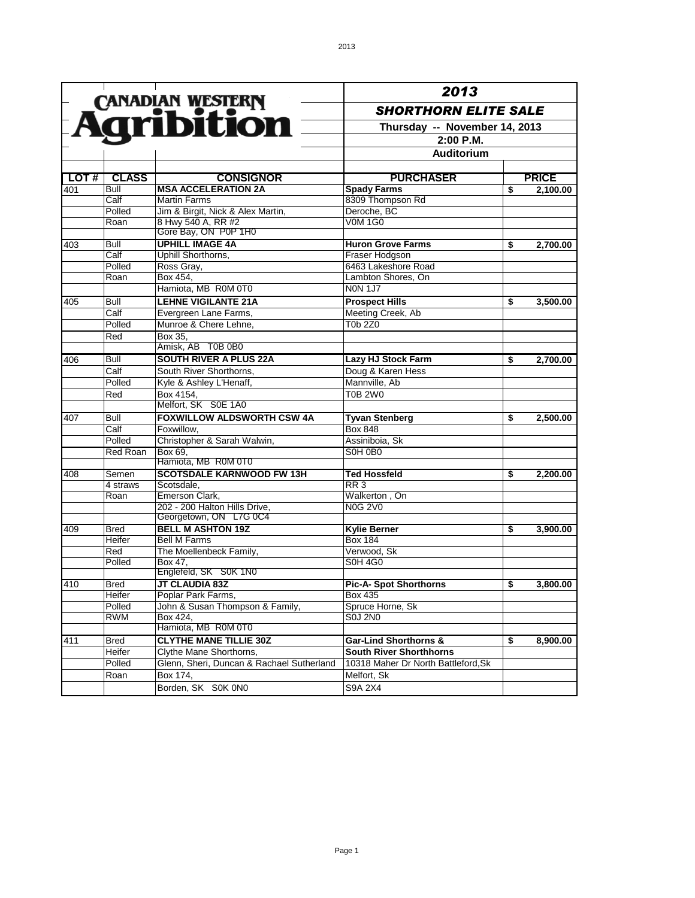# CANADIAN WESTERN Agribition

## 2013

## SHORTHORN ELITE SALE

**Thursday -- November 14, 2013**

**2:00 P.M.**

**Auditorium**

| LOT # | CLASS | CONSIGNOR | PURCHASER | PRICE |
|---|---|---|---|---|
| 401 | Bull | **MSA ACCELERATION 2A** | **Spady Farms** | **$ 2,100.00** |
| | Calf | Martin Farms | 8309 Thompson Rd | |
| | Polled | Jim & Birgit, Nick & Alex Martin, | Deroche, BC | |
| | Roan | 8 Hwy 540 A, RR #2 | V0M 1G0 | |
| | | Gore Bay, ON P0P 1H0 | | |
| 403 | Bull | **UPHILL IMAGE 4A** | **Huron Grove Farms** | **$ 2,700.00** |
| | Calf | Uphill Shorthorns, | Fraser Hodgson | |
| | Polled | Ross Gray, | 6463 Lakeshore Road | |
| | Roan | Box 454, | Lambton Shores, On | |
| | | Hamiota, MB R0M 0T0 | N0N 1J7 | |
| 405 | Bull | **LEHNE VIGILANTE 21A** | **Prospect Hills** | **$ 3,500.00** |
| | Calf | Evergreen Lane Farms, | Meeting Creek, Ab | |
| | Polled | Munroe & Chere Lehne, | T0b 2Z0 | |
| | Red | Box 35, | | |
| | | Amisk, AB T0B 0B0 | | |
| 406 | Bull | **SOUTH RIVER A PLUS 22A** | **Lazy HJ Stock Farm** | **$ 2,700.00** |
| | Calf | South River Shorthorns, | Doug & Karen Hess | |
| | Polled | Kyle & Ashley L'Henaff, | Mannville, Ab | |
| | Red | Box 4154, | T0B 2W0 | |
| | | Melfort, SK S0E 1A0 | | |
| 407 | Bull | **FOXWILLOW ALDSWORTH CSW 4A** | **Tyvan Stenberg** | **$ 2,500.00** |
| | Calf | Foxwillow, | Box 848 | |
| | Polled | Christopher & Sarah Walwin, | Assiniboia, Sk | |
| | Red Roan | Box 69, | S0H 0B0 | |
| | | Hamiota, MB R0M 0T0 | | |
| 408 | Semen | **SCOTSDALE KARNWOOD FW 13H** | **Ted Hossfeld** | **$ 2,200.00** |
| | 4 straws | Scotsdale, | RR 3 | |
| | Roan | Emerson Clark, | Walkerton , On | |
| | | 202 - 200 Halton Hills Drive, | N0G 2V0 | |
| | | Georgetown, ON L7G 0C4 | | |
| 409 | Bred | **BELL M ASHTON 19Z** | **Kylie Berner** | **$ 3,900.00** |
| | Heifer | Bell M Farms | Box 184 | |
| | Red | The Moellenbeck Family, | Verwood, Sk | |
| | Polled | Box 47, | S0H 4G0 | |
| | | Englefeld, SK S0K 1N0 | | |
| 410 | Bred | **JT CLAUDIA 83Z** | **Pic-A- Spot Shorthorns** | **$ 3,800.00** |
| | Heifer | Poplar Park Farms, | Box 435 | |
| | Polled | John & Susan Thompson & Family, | Spruce Horne, Sk | |
| | RWM | Box 424, | S0J 2N0 | |
| | | Hamiota, MB R0M 0T0 | | |
| 411 | Bred | **CLYTHE MANE TILLIE 30Z** | **Gar-Lind Shorthorns &** | **$ 8,900.00** |
| | Heifer | Clythe Mane Shorthorns, | **South River Shorthhorns** | |
| | Polled | Glenn, Sheri, Duncan & Rachael Sutherland | 10318 Maher Dr North Battleford,Sk | |
| | Roan | Box 174, | Melfort, Sk | |
| | | Borden, SK S0K 0N0 | S9A 2X4 | |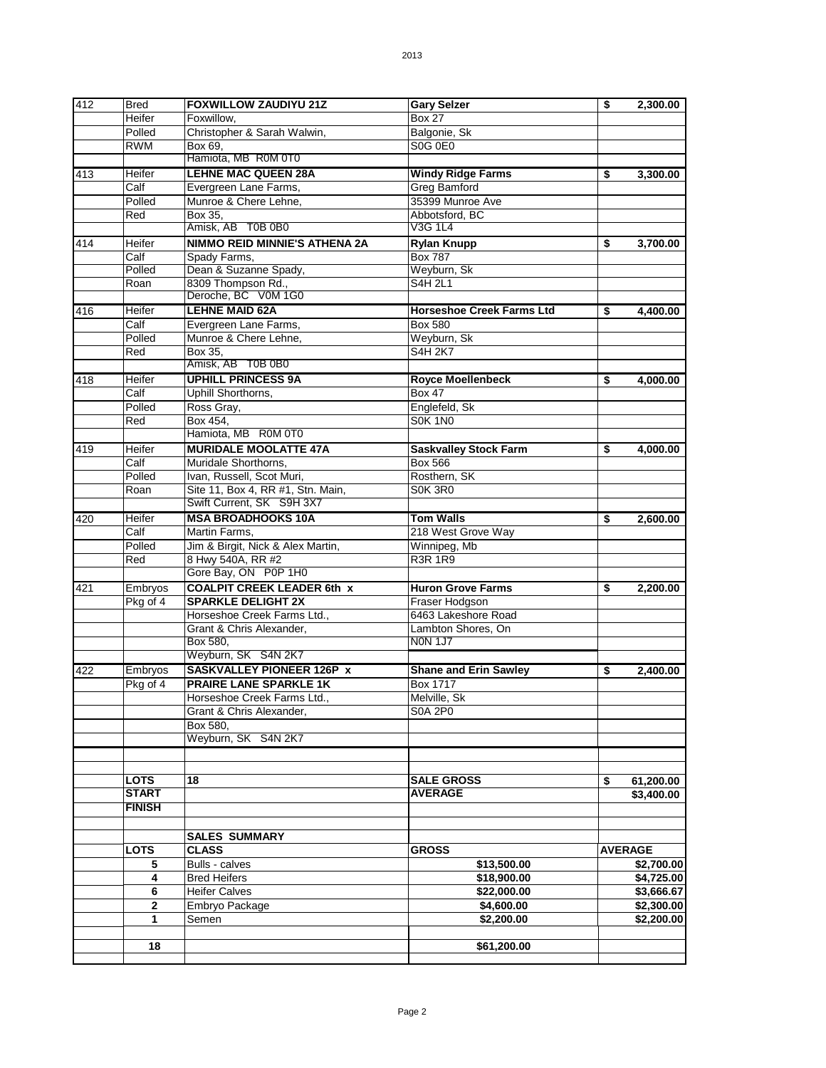2013

| | | | | |
|---|---|---|---|---|
| 412 | Bred | **FOXWILLOW ZAUDIYU 21Z** | **Gary Selzer** | **$ 2,300.00** |
| | Heifer | Foxwillow, | Box 27 | |
| | Polled | Christopher & Sarah Walwin, | Balgonie, Sk | |
| | RWM | Box 69, | S0G 0E0 | |
| | | Hamiota, MB R0M 0T0 | | |
| 413 | Heifer | **LEHNE MAC QUEEN 28A** | **Windy Ridge Farms** | **$ 3,300.00** |
| | Calf | Evergreen Lane Farms, | Greg Bamford | |
| | Polled | Munroe & Chere Lehne, | 35399 Munroe Ave | |
| | Red | Box 35, | Abbotsford, BC | |
| | | Amisk, AB T0B 0B0 | V3G 1L4 | |
| 414 | Heifer | **NIMMO REID MINNIE'S ATHENA 2A** | **Rylan Knupp** | **$ 3,700.00** |
| | Calf | Spady Farms, | Box 787 | |
| | Polled | Dean & Suzanne Spady, | Weyburn, Sk | |
| | Roan | 8309 Thompson Rd., | S4H 2L1 | |
| | | Deroche, BC V0M 1G0 | | |
| 416 | Heifer | **LEHNE MAID 62A** | **Horseshoe Creek Farms Ltd** | **$ 4,400.00** |
| | Calf | Evergreen Lane Farms, | Box 580 | |
| | Polled | Munroe & Chere Lehne, | Weyburn, Sk | |
| | Red | Box 35, | S4H 2K7 | |
| | | Amisk, AB T0B 0B0 | | |
| 418 | Heifer | **UPHILL PRINCESS 9A** | **Royce Moellenbeck** | **$ 4,000.00** |
| | Calf | Uphill Shorthorns, | Box 47 | |
| | Polled | Ross Gray, | Englefeld, Sk | |
| | Red | Box 454, | S0K 1N0 | |
| | | Hamiota, MB R0M 0T0 | | |
| 419 | Heifer | **MURIDALE MOOLATTE 47A** | **Saskvalley Stock Farm** | **$ 4,000.00** |
| | Calf | Muridale Shorthorns, | Box 566 | |
| | Polled | Ivan, Russell, Scot Muri, | Rosthern, SK | |
| | Roan | Site 11, Box 4, RR #1, Stn. Main, | S0K 3R0 | |
| | | Swift Current, SK S9H 3X7 | | |
| 420 | Heifer | **MSA BROADHOOKS 10A** | **Tom Walls** | **$ 2,600.00** |
| | Calf | Martin Farms, | 218 West Grove Way | |
| | Polled | Jim & Birgit, Nick & Alex Martin, | Winnipeg, Mb | |
| | Red | 8 Hwy 540A, RR #2 | R3R 1R9 | |
| | | Gore Bay, ON P0P 1H0 | | |
| 421 | Embryos | **COALPIT CREEK LEADER 6th x** | **Huron Grove Farms** | **$ 2,200.00** |
| | Pkg of 4 | **SPARKLE DELIGHT 2X** | Fraser Hodgson | |
| | | Horseshoe Creek Farms Ltd., | 6463 Lakeshore Road | |
| | | Grant & Chris Alexander, | Lambton Shores, On | |
| | | Box 580, | N0N 1J7 | |
| | | Weyburn, SK S4N 2K7 | | |
| 422 | Embryos | **SASKVALLEY PIONEER 126P x** | **Shane and Erin Sawley** | **$ 2,400.00** |
| | Pkg of 4 | **PRAIRE LANE SPARKLE 1K** | Box 1717 | |
| | | Horseshoe Creek Farms Ltd., | Melville, Sk | |
| | | Grant & Chris Alexander, | S0A 2P0 | |
| | | Box 580, | | |
| | | Weyburn, SK S4N 2K7 | | |
| | | | | |
| | **LOTS** | **18** | **SALE GROSS** | **$ 61,200.00** |
| | **START** | | **AVERAGE** | **$3,400.00** |
| | **FINISH** | | | |
| | | | | |
| | | **SALES SUMMARY** | | |
| | **LOTS** | **CLASS** | **GROSS** | **AVERAGE** |
| | **5** | Bulls - calves | **$13,500.00** | **$2,700.00** |
| | **4** | Bred Heifers | **$18,900.00** | **$4,725.00** |
| | **6** | Heifer Calves | **$22,000.00** | **$3,666.67** |
| | **2** | Embryo Package | **$4,600.00** | **$2,300.00** |
| | **1** | Semen | **$2,200.00** | **$2,200.00** |
| | | | | |
| | **18** | | **$61,200.00** | |